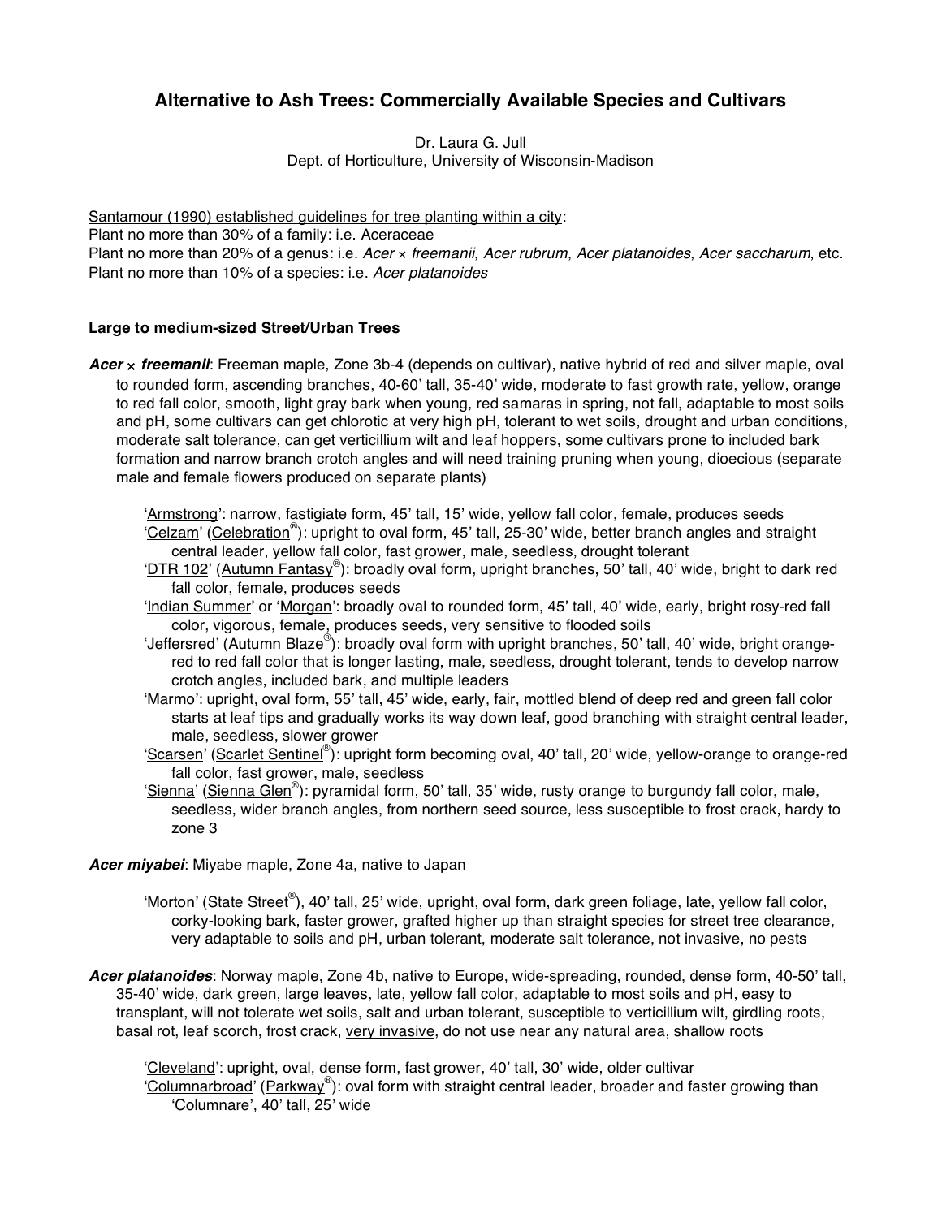# Alternative to Ash Trees: Commercially Available Species and Cultivars

Dr. Laura G. Jull
Dept. of Horticulture, University of Wisconsin-Madison

Santamour (1990) established guidelines for tree planting within a city:
Plant no more than 30% of a family: i.e. Aceraceae
Plant no more than 20% of a genus: i.e. *Acer × freemanii*, *Acer rubrum*, *Acer platanoides*, *Acer saccharum*, etc.
Plant no more than 10% of a species: i.e. *Acer platanoides*

## Large to medium-sized Street/Urban Trees

***Acer × freemanii***: Freeman maple, Zone 3b-4 (depends on cultivar), native hybrid of red and silver maple, oval to rounded form, ascending branches, 40-60' tall, 35-40' wide, moderate to fast growth rate, yellow, orange to red fall color, smooth, light gray bark when young, red samaras in spring, not fall, adaptable to most soils and pH, some cultivars can get chlorotic at very high pH, tolerant to wet soils, drought and urban conditions, moderate salt tolerance, can get verticillium wilt and leaf hoppers, some cultivars prone to included bark formation and narrow branch crotch angles and will need training pruning when young, dioecious (separate male and female flowers produced on separate plants)

- 'Armstrong': narrow, fastigiate form, 45' tall, 15' wide, yellow fall color, female, produces seeds
- 'Celzam' (Celebration®): upright to oval form, 45' tall, 25-30' wide, better branch angles and straight central leader, yellow fall color, fast grower, male, seedless, drought tolerant
- 'DTR 102' (Autumn Fantasy®): broadly oval form, upright branches, 50' tall, 40' wide, bright to dark red fall color, female, produces seeds
- 'Indian Summer' or 'Morgan': broadly oval to rounded form, 45' tall, 40' wide, early, bright rosy-red fall color, vigorous, female, produces seeds, very sensitive to flooded soils
- 'Jeffersred' (Autumn Blaze®): broadly oval form with upright branches, 50' tall, 40' wide, bright orange-red to red fall color that is longer lasting, male, seedless, drought tolerant, tends to develop narrow crotch angles, included bark, and multiple leaders
- 'Marmo': upright, oval form, 55' tall, 45' wide, early, fair, mottled blend of deep red and green fall color starts at leaf tips and gradually works its way down leaf, good branching with straight central leader, male, seedless, slower grower
- 'Scarsen' (Scarlet Sentinel®): upright form becoming oval, 40' tall, 20' wide, yellow-orange to orange-red fall color, fast grower, male, seedless
- 'Sienna' (Sienna Glen®): pyramidal form, 50' tall, 35' wide, rusty orange to burgundy fall color, male, seedless, wider branch angles, from northern seed source, less susceptible to frost crack, hardy to zone 3

***Acer miyabei***: Miyabe maple, Zone 4a, native to Japan

- 'Morton' (State Street®), 40' tall, 25' wide, upright, oval form, dark green foliage, late, yellow fall color, corky-looking bark, faster grower, grafted higher up than straight species for street tree clearance, very adaptable to soils and pH, urban tolerant, moderate salt tolerance, not invasive, no pests

***Acer platanoides***: Norway maple, Zone 4b, native to Europe, wide-spreading, rounded, dense form, 40-50' tall, 35-40' wide, dark green, large leaves, late, yellow fall color, adaptable to most soils and pH, easy to transplant, will not tolerate wet soils, salt and urban tolerant, susceptible to verticillium wilt, girdling roots, basal rot, leaf scorch, frost crack, <u>very invasive</u>, do not use near any natural area, shallow roots

- 'Cleveland': upright, oval, dense form, fast grower, 40' tall, 30' wide, older cultivar
- 'Columnarbroad' (Parkway®): oval form with straight central leader, broader and faster growing than 'Columnare', 40' tall, 25' wide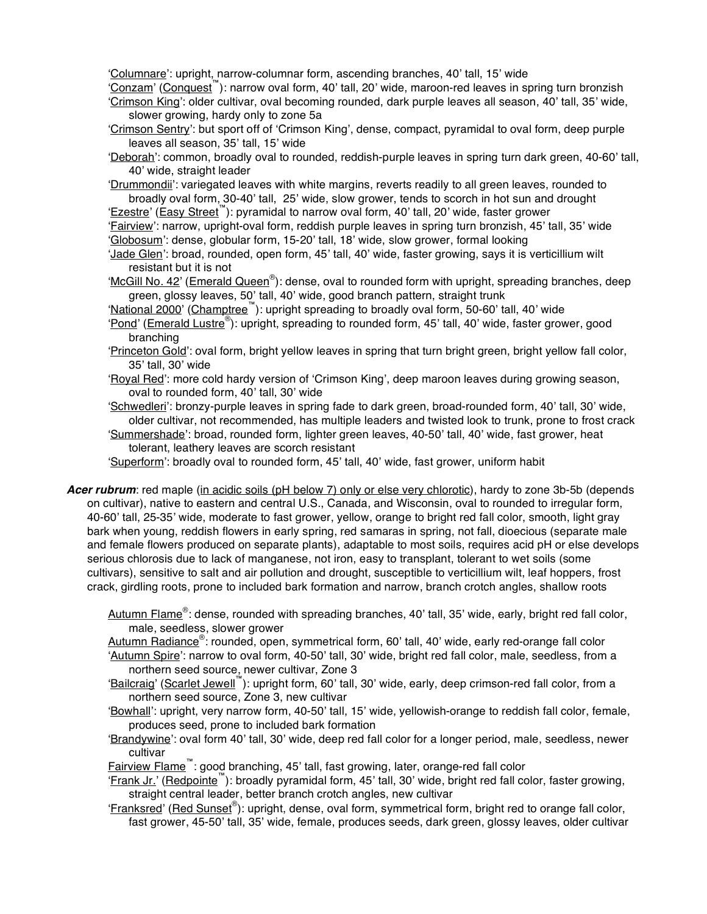'<u>Columnare</u>': upright, narrow-columnar form, ascending branches, 40' tall, 15' wide

'<u>Conzam</u>' (<u>Conquest</u>™): narrow oval form, 40' tall, 20' wide, maroon-red leaves in spring turn bronzish

'<u>Crimson King</u>': older cultivar, oval becoming rounded, dark purple leaves all season, 40' tall, 35' wide, slower growing, hardy only to zone 5a

'<u>Crimson Sentry</u>': but sport off of 'Crimson King', dense, compact, pyramidal to oval form, deep purple leaves all season, 35' tall, 15' wide

'<u>Deborah</u>': common, broadly oval to rounded, reddish-purple leaves in spring turn dark green, 40-60' tall, 40' wide, straight leader

'<u>Drummondii</u>': variegated leaves with white margins, reverts readily to all green leaves, rounded to broadly oval form, 30-40' tall, 25' wide, slow grower, tends to scorch in hot sun and drought

'<u>Ezestre</u>' (<u>Easy Street</u>™): pyramidal to narrow oval form, 40' tall, 20' wide, faster grower

'<u>Fairview</u>': narrow, upright-oval form, reddish purple leaves in spring turn bronzish, 45' tall, 35' wide

'<u>Globosum</u>': dense, globular form, 15-20' tall, 18' wide, slow grower, formal looking

'<u>Jade Glen</u>': broad, rounded, open form, 45' tall, 40' wide, faster growing, says it is verticillium wilt resistant but it is not

'<u>McGill No. 42</u>' (<u>Emerald Queen</u>®): dense, oval to rounded form with upright, spreading branches, deep green, glossy leaves, 50' tall, 40' wide, good branch pattern, straight trunk

'<u>National 2000</u>' (<u>Champtree</u>™): upright spreading to broadly oval form, 50-60' tall, 40' wide

'<u>Pond</u>' (<u>Emerald Lustre</u>®): upright, spreading to rounded form, 45' tall, 40' wide, faster grower, good branching

'<u>Princeton Gold</u>': oval form, bright yellow leaves in spring that turn bright green, bright yellow fall color, 35' tall, 30' wide

'<u>Royal Red</u>': more cold hardy version of 'Crimson King', deep maroon leaves during growing season, oval to rounded form, 40' tall, 30' wide

'<u>Schwedleri</u>': bronzy-purple leaves in spring fade to dark green, broad-rounded form, 40' tall, 30' wide, older cultivar, not recommended, has multiple leaders and twisted look to trunk, prone to frost crack

'<u>Summershade</u>': broad, rounded form, lighter green leaves, 40-50' tall, 40' wide, fast grower, heat tolerant, leathery leaves are scorch resistant

'<u>Superform</u>': broadly oval to rounded form, 45' tall, 40' wide, fast grower, uniform habit

***Acer rubrum***: red maple (<u>in acidic soils (pH below 7) only or else very chlorotic</u>), hardy to zone 3b-5b (depends on cultivar), native to eastern and central U.S., Canada, and Wisconsin, oval to rounded to irregular form, 40-60' tall, 25-35' wide, moderate to fast grower, yellow, orange to bright red fall color, smooth, light gray bark when young, reddish flowers in early spring, red samaras in spring, not fall, dioecious (separate male and female flowers produced on separate plants), adaptable to most soils, requires acid pH or else develops serious chlorosis due to lack of manganese, not iron, easy to transplant, tolerant to wet soils (some cultivars), sensitive to salt and air pollution and drought, susceptible to verticillium wilt, leaf hoppers, frost crack, girdling roots, prone to included bark formation and narrow, branch crotch angles, shallow roots

<u>Autumn Flame</u>®: dense, rounded with spreading branches, 40' tall, 35' wide, early, bright red fall color, male, seedless, slower grower

<u>Autumn Radiance</u>®: rounded, open, symmetrical form, 60' tall, 40' wide, early red-orange fall color

'<u>Autumn Spire</u>': narrow to oval form, 40-50' tall, 30' wide, bright red fall color, male, seedless, from a northern seed source, newer cultivar, Zone 3

'<u>Bailcraig</u>' (<u>Scarlet Jewell</u>™): upright form, 60' tall, 30' wide, early, deep crimson-red fall color, from a northern seed source, Zone 3, new cultivar

'<u>Bowhall</u>': upright, very narrow form, 40-50' tall, 15' wide, yellowish-orange to reddish fall color, female, produces seed, prone to included bark formation

'<u>Brandywine</u>': oval form 40' tall, 30' wide, deep red fall color for a longer period, male, seedless, newer cultivar

<u>Fairview Flame</u>™: good branching, 45' tall, fast growing, later, orange-red fall color

'<u>Frank Jr.</u>' (<u>Redpointe</u>™): broadly pyramidal form, 45' tall, 30' wide, bright red fall color, faster growing, straight central leader, better branch crotch angles, new cultivar

'<u>Franksred</u>' (<u>Red Sunset</u>®): upright, dense, oval form, symmetrical form, bright red to orange fall color, fast grower, 45-50' tall, 35' wide, female, produces seeds, dark green, glossy leaves, older cultivar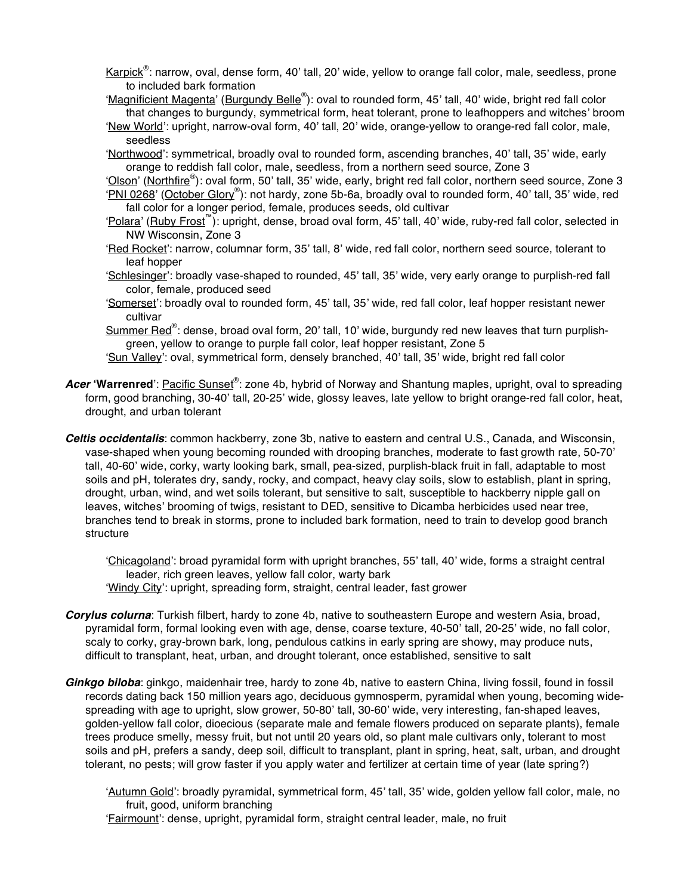Karpick®: narrow, oval, dense form, 40' tall, 20' wide, yellow to orange fall color, male, seedless, prone to included bark formation

'Magnificient Magenta' (Burgundy Belle®): oval to rounded form, 45' tall, 40' wide, bright red fall color that changes to burgundy, symmetrical form, heat tolerant, prone to leafhoppers and witches' broom

'New World': upright, narrow-oval form, 40' tall, 20' wide, orange-yellow to orange-red fall color, male, seedless

'Northwood': symmetrical, broadly oval to rounded form, ascending branches, 40' tall, 35' wide, early orange to reddish fall color, male, seedless, from a northern seed source, Zone 3

'Olson' (Northfire®): oval form, 50' tall, 35' wide, early, bright red fall color, northern seed source, Zone 3

'PNI 0268' (October Glory®): not hardy, zone 5b-6a, broadly oval to rounded form, 40' tall, 35' wide, red fall color for a longer period, female, produces seeds, old cultivar

'Polara' (Ruby Frost™): upright, dense, broad oval form, 45' tall, 40' wide, ruby-red fall color, selected in NW Wisconsin, Zone 3

'Red Rocket': narrow, columnar form, 35' tall, 8' wide, red fall color, northern seed source, tolerant to leaf hopper

'Schlesinger': broadly vase-shaped to rounded, 45' tall, 35' wide, very early orange to purplish-red fall color, female, produced seed

'Somerset': broadly oval to rounded form, 45' tall, 35' wide, red fall color, leaf hopper resistant newer cultivar

Summer Red®: dense, broad oval form, 20' tall, 10' wide, burgundy red new leaves that turn purplish-green, yellow to orange to purple fall color, leaf hopper resistant, Zone 5

'Sun Valley': oval, symmetrical form, densely branched, 40' tall, 35' wide, bright red fall color

***Acer* 'Warrenred'**: Pacific Sunset®: zone 4b, hybrid of Norway and Shantung maples, upright, oval to spreading form, good branching, 30-40' tall, 20-25' wide, glossy leaves, late yellow to bright orange-red fall color, heat, drought, and urban tolerant

***Celtis occidentalis***: common hackberry, zone 3b, native to eastern and central U.S., Canada, and Wisconsin, vase-shaped when young becoming rounded with drooping branches, moderate to fast growth rate, 50-70' tall, 40-60' wide, corky, warty looking bark, small, pea-sized, purplish-black fruit in fall, adaptable to most soils and pH, tolerates dry, sandy, rocky, and compact, heavy clay soils, slow to establish, plant in spring, drought, urban, wind, and wet soils tolerant, but sensitive to salt, susceptible to hackberry nipple gall on leaves, witches' brooming of twigs, resistant to DED, sensitive to Dicamba herbicides used near tree, branches tend to break in storms, prone to included bark formation, need to train to develop good branch structure

'Chicagoland': broad pyramidal form with upright branches, 55' tall, 40' wide, forms a straight central leader, rich green leaves, yellow fall color, warty bark

'Windy City': upright, spreading form, straight, central leader, fast grower

***Corylus colurna***: Turkish filbert, hardy to zone 4b, native to southeastern Europe and western Asia, broad, pyramidal form, formal looking even with age, dense, coarse texture, 40-50' tall, 20-25' wide, no fall color, scaly to corky, gray-brown bark, long, pendulous catkins in early spring are showy, may produce nuts, difficult to transplant, heat, urban, and drought tolerant, once established, sensitive to salt

***Ginkgo biloba***: ginkgo, maidenhair tree, hardy to zone 4b, native to eastern China, living fossil, found in fossil records dating back 150 million years ago, deciduous gymnosperm, pyramidal when young, becoming wide-spreading with age to upright, slow grower, 50-80' tall, 30-60' wide, very interesting, fan-shaped leaves, golden-yellow fall color, dioecious (separate male and female flowers produced on separate plants), female trees produce smelly, messy fruit, but not until 20 years old, so plant male cultivars only, tolerant to most soils and pH, prefers a sandy, deep soil, difficult to transplant, plant in spring, heat, salt, urban, and drought tolerant, no pests; will grow faster if you apply water and fertilizer at certain time of year (late spring?)

'Autumn Gold': broadly pyramidal, symmetrical form, 45' tall, 35' wide, golden yellow fall color, male, no fruit, good, uniform branching

'Fairmount': dense, upright, pyramidal form, straight central leader, male, no fruit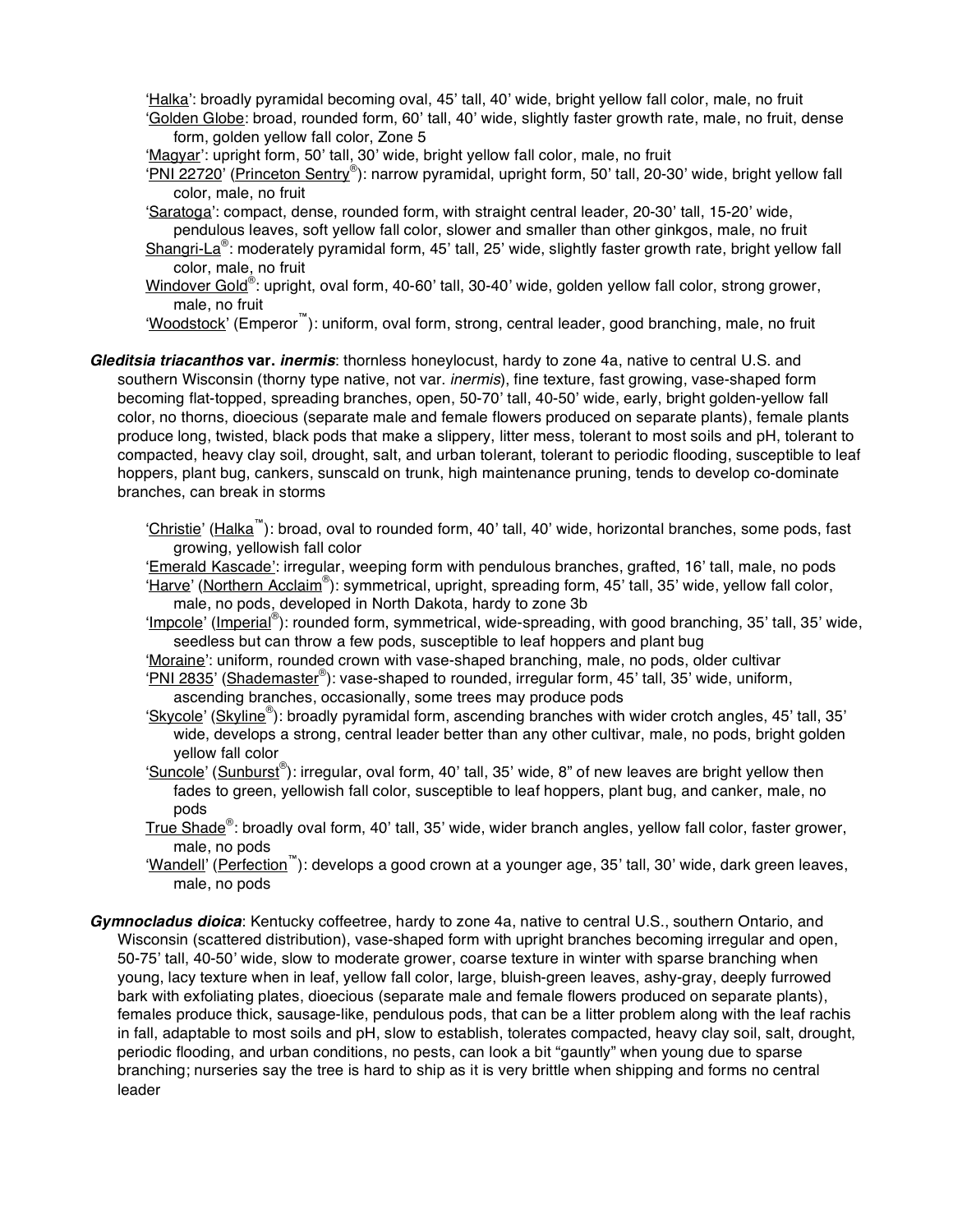'Halka': broadly pyramidal becoming oval, 45' tall, 40' wide, bright yellow fall color, male, no fruit

'Golden Globe: broad, rounded form, 60' tall, 40' wide, slightly faster growth rate, male, no fruit, dense form, golden yellow fall color, Zone 5

'Magyar': upright form, 50' tall, 30' wide, bright yellow fall color, male, no fruit

'PNI 22720' (Princeton Sentry®): narrow pyramidal, upright form, 50' tall, 20-30' wide, bright yellow fall color, male, no fruit

'Saratoga': compact, dense, rounded form, with straight central leader, 20-30' tall, 15-20' wide, pendulous leaves, soft yellow fall color, slower and smaller than other ginkgos, male, no fruit

Shangri-La®: moderately pyramidal form, 45' tall, 25' wide, slightly faster growth rate, bright yellow fall color, male, no fruit

Windover Gold®: upright, oval form, 40-60' tall, 30-40' wide, golden yellow fall color, strong grower, male, no fruit

'Woodstock' (Emperor™): uniform, oval form, strong, central leader, good branching, male, no fruit

***Gleditsia triacanthos* var. *inermis***: thornless honeylocust, hardy to zone 4a, native to central U.S. and southern Wisconsin (thorny type native, not var. *inermis*), fine texture, fast growing, vase-shaped form becoming flat-topped, spreading branches, open, 50-70' tall, 40-50' wide, early, bright golden-yellow fall color, no thorns, dioecious (separate male and female flowers produced on separate plants), female plants produce long, twisted, black pods that make a slippery, litter mess, tolerant to most soils and pH, tolerant to compacted, heavy clay soil, drought, salt, and urban tolerant, tolerant to periodic flooding, susceptible to leaf hoppers, plant bug, cankers, sunscald on trunk, high maintenance pruning, tends to develop co-dominate branches, can break in storms

'Christie' (Halka™): broad, oval to rounded form, 40' tall, 40' wide, horizontal branches, some pods, fast growing, yellowish fall color

'Emerald Kascade': irregular, weeping form with pendulous branches, grafted, 16' tall, male, no pods

'Harve' (Northern Acclaim®): symmetrical, upright, spreading form, 45' tall, 35' wide, yellow fall color, male, no pods, developed in North Dakota, hardy to zone 3b

'Impcole' (Imperial®): rounded form, symmetrical, wide-spreading, with good branching, 35' tall, 35' wide, seedless but can throw a few pods, susceptible to leaf hoppers and plant bug

'Moraine': uniform, rounded crown with vase-shaped branching, male, no pods, older cultivar

'PNI 2835' (Shademaster®): vase-shaped to rounded, irregular form, 45' tall, 35' wide, uniform, ascending branches, occasionally, some trees may produce pods

'Skycole' (Skyline®): broadly pyramidal form, ascending branches with wider crotch angles, 45' tall, 35' wide, develops a strong, central leader better than any other cultivar, male, no pods, bright golden yellow fall color

'Suncole' (Sunburst®): irregular, oval form, 40' tall, 35' wide, 8" of new leaves are bright yellow then fades to green, yellowish fall color, susceptible to leaf hoppers, plant bug, and canker, male, no pods

True Shade®: broadly oval form, 40' tall, 35' wide, wider branch angles, yellow fall color, faster grower, male, no pods

'Wandell' (Perfection™): develops a good crown at a younger age, 35' tall, 30' wide, dark green leaves, male, no pods

***Gymnocladus dioica***: Kentucky coffeetree, hardy to zone 4a, native to central U.S., southern Ontario, and Wisconsin (scattered distribution), vase-shaped form with upright branches becoming irregular and open, 50-75' tall, 40-50' wide, slow to moderate grower, coarse texture in winter with sparse branching when young, lacy texture when in leaf, yellow fall color, large, bluish-green leaves, ashy-gray, deeply furrowed bark with exfoliating plates, dioecious (separate male and female flowers produced on separate plants), females produce thick, sausage-like, pendulous pods, that can be a litter problem along with the leaf rachis in fall, adaptable to most soils and pH, slow to establish, tolerates compacted, heavy clay soil, salt, drought, periodic flooding, and urban conditions, no pests, can look a bit "gauntly" when young due to sparse branching; nurseries say the tree is hard to ship as it is very brittle when shipping and forms no central leader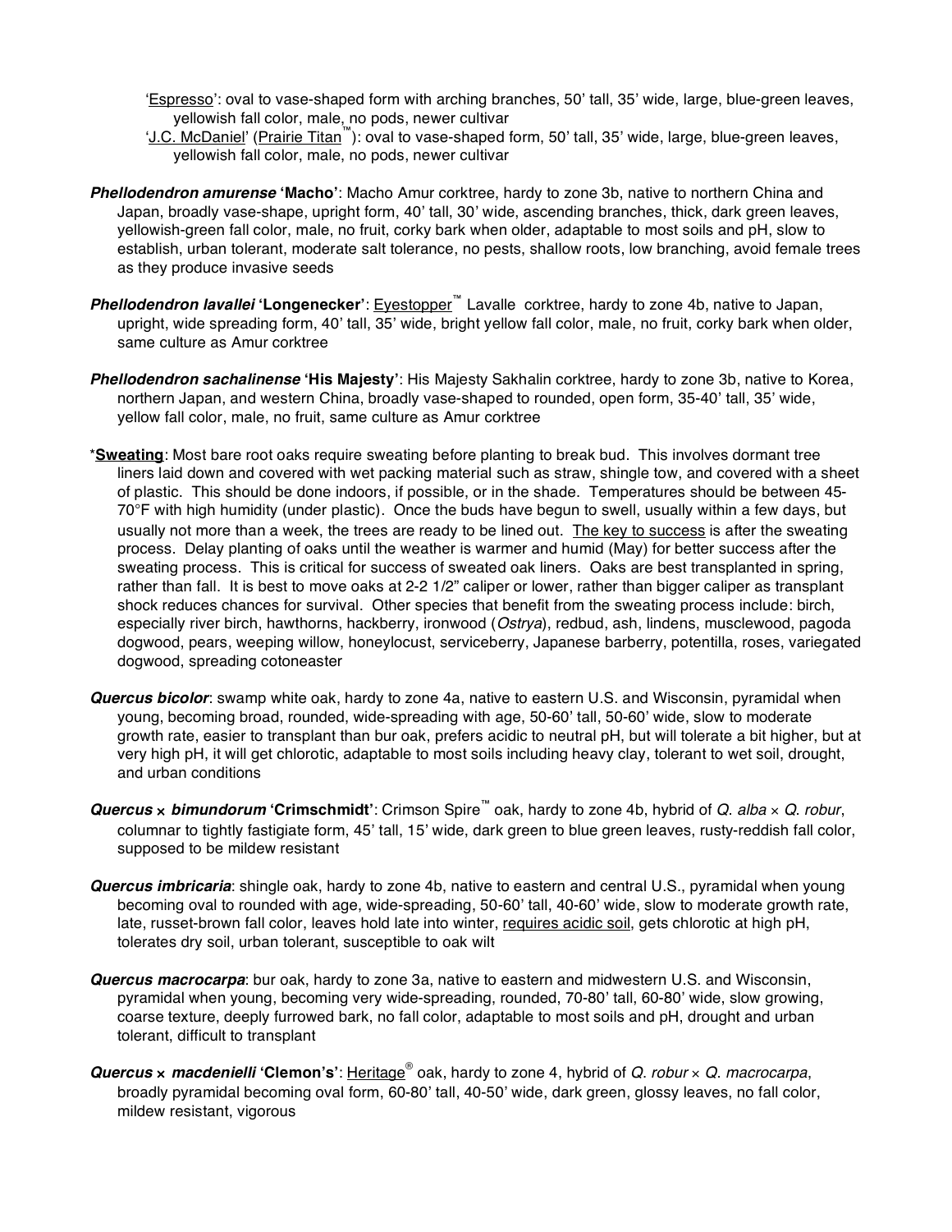'<u>Espresso</u>': oval to vase-shaped form with arching branches, 50' tall, 35' wide, large, blue-green leaves, yellowish fall color, male, no pods, newer cultivar

'<u>J.C. McDaniel</u>' (<u>Prairie Titan</u>™): oval to vase-shaped form, 50' tall, 35' wide, large, blue-green leaves, yellowish fall color, male, no pods, newer cultivar

***Phellodendron amurense* 'Macho'**: Macho Amur corktree, hardy to zone 3b, native to northern China and Japan, broadly vase-shape, upright form, 40' tall, 30' wide, ascending branches, thick, dark green leaves, yellowish-green fall color, male, no fruit, corky bark when older, adaptable to most soils and pH, slow to establish, urban tolerant, moderate salt tolerance, no pests, shallow roots, low branching, avoid female trees as they produce invasive seeds

***Phellodendron lavallei* 'Longenecker'**: <u>Eyestopper</u>™ Lavalle corktree, hardy to zone 4b, native to Japan, upright, wide spreading form, 40' tall, 35' wide, bright yellow fall color, male, no fruit, corky bark when older, same culture as Amur corktree

***Phellodendron sachalinense* 'His Majesty'**: His Majesty Sakhalin corktree, hardy to zone 3b, native to Korea, northern Japan, and western China, broadly vase-shaped to rounded, open form, 35-40' tall, 35' wide, yellow fall color, male, no fruit, same culture as Amur corktree

*<u>**Sweating**</u>: Most bare root oaks require sweating before planting to break bud. This involves dormant tree liners laid down and covered with wet packing material such as straw, shingle tow, and covered with a sheet of plastic. This should be done indoors, if possible, or in the shade. Temperatures should be between 45-70°F with high humidity (under plastic). Once the buds have begun to swell, usually within a few days, but usually not more than a week, the trees are ready to be lined out. <u>The key to success</u> is after the sweating process. Delay planting of oaks until the weather is warmer and humid (May) for better success after the sweating process. This is critical for success of sweated oak liners. Oaks are best transplanted in spring, rather than fall. It is best to move oaks at 2-2 1/2" caliper or lower, rather than bigger caliper as transplant shock reduces chances for survival. Other species that benefit from the sweating process include: birch, especially river birch, hawthorns, hackberry, ironwood (*Ostrya*), redbud, ash, lindens, musclewood, pagoda dogwood, pears, weeping willow, honeylocust, serviceberry, Japanese barberry, potentilla, roses, variegated dogwood, spreading cotoneaster

***Quercus bicolor***: swamp white oak, hardy to zone 4a, native to eastern U.S. and Wisconsin, pyramidal when young, becoming broad, rounded, wide-spreading with age, 50-60' tall, 50-60' wide, slow to moderate growth rate, easier to transplant than bur oak, prefers acidic to neutral pH, but will tolerate a bit higher, but at very high pH, it will get chlorotic, adaptable to most soils including heavy clay, tolerant to wet soil, drought, and urban conditions

***Quercus × bimundorum* 'Crimschmidt'**: Crimson Spire™ oak, hardy to zone 4b, hybrid of *Q. alba* × *Q. robur*, columnar to tightly fastigiate form, 45' tall, 15' wide, dark green to blue green leaves, rusty-reddish fall color, supposed to be mildew resistant

***Quercus imbricaria***: shingle oak, hardy to zone 4b, native to eastern and central U.S., pyramidal when young becoming oval to rounded with age, wide-spreading, 50-60' tall, 40-60' wide, slow to moderate growth rate, late, russet-brown fall color, leaves hold late into winter, <u>requires acidic soil</u>, gets chlorotic at high pH, tolerates dry soil, urban tolerant, susceptible to oak wilt

***Quercus macrocarpa***: bur oak, hardy to zone 3a, native to eastern and midwestern U.S. and Wisconsin, pyramidal when young, becoming very wide-spreading, rounded, 70-80' tall, 60-80' wide, slow growing, coarse texture, deeply furrowed bark, no fall color, adaptable to most soils and pH, drought and urban tolerant, difficult to transplant

***Quercus × macdenielli* 'Clemon's'**: <u>Heritage</u>® oak, hardy to zone 4, hybrid of *Q. robur* × *Q. macrocarpa*, broadly pyramidal becoming oval form, 60-80' tall, 40-50' wide, dark green, glossy leaves, no fall color, mildew resistant, vigorous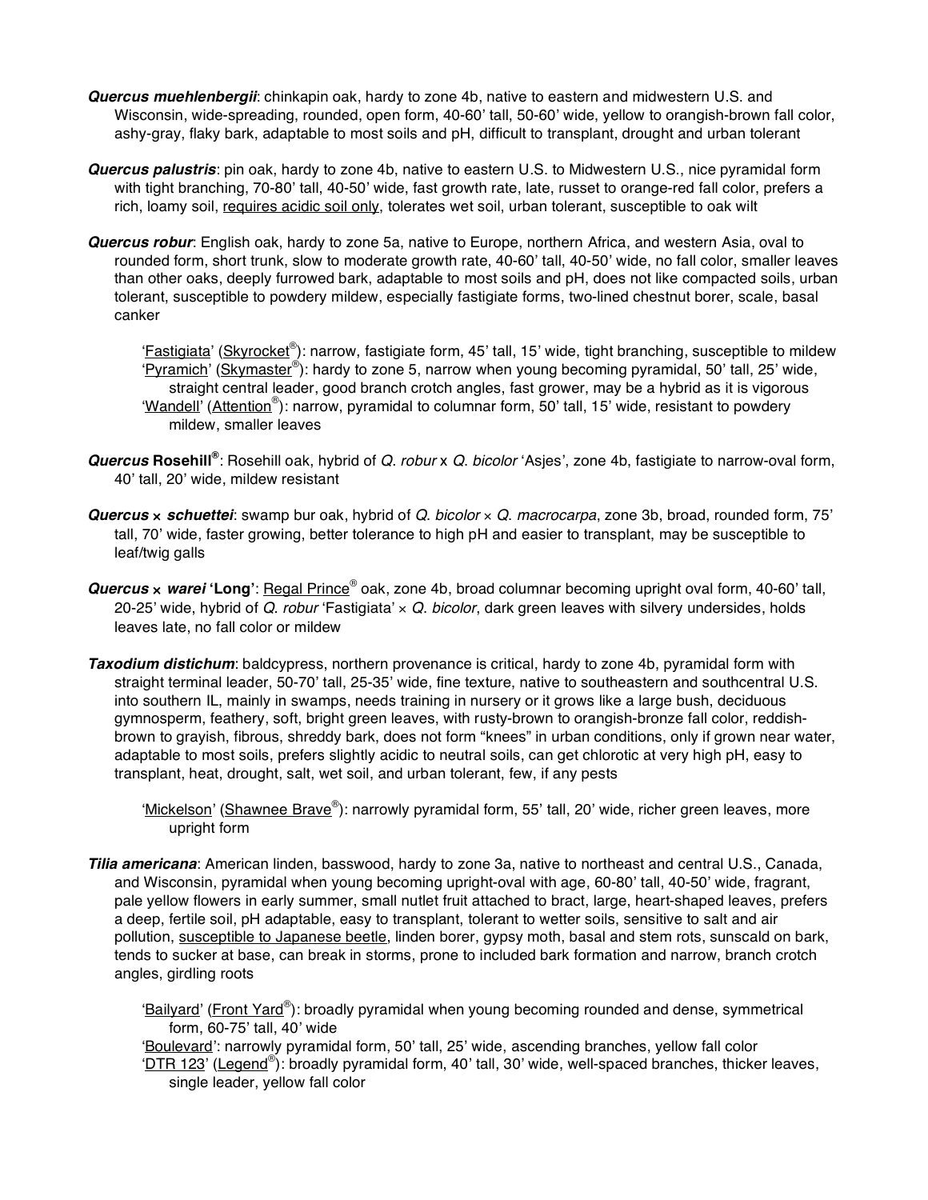***Quercus muehlenbergii***: chinkapin oak, hardy to zone 4b, native to eastern and midwestern U.S. and Wisconsin, wide-spreading, rounded, open form, 40-60' tall, 50-60' wide, yellow to orangish-brown fall color, ashy-gray, flaky bark, adaptable to most soils and pH, difficult to transplant, drought and urban tolerant

***Quercus palustris***: pin oak, hardy to zone 4b, native to eastern U.S. to Midwestern U.S., nice pyramidal form with tight branching, 70-80' tall, 40-50' wide, fast growth rate, late, russet to orange-red fall color, prefers a rich, loamy soil, <u>requires acidic soil only</u>, tolerates wet soil, urban tolerant, susceptible to oak wilt

***Quercus robur***: English oak, hardy to zone 5a, native to Europe, northern Africa, and western Asia, oval to rounded form, short trunk, slow to moderate growth rate, 40-60' tall, 40-50' wide, no fall color, smaller leaves than other oaks, deeply furrowed bark, adaptable to most soils and pH, does not like compacted soils, urban tolerant, susceptible to powdery mildew, especially fastigiate forms, two-lined chestnut borer, scale, basal canker

- '<u>Fastigiata</u>' (<u>Skyrocket</u>®): narrow, fastigiate form, 45' tall, 15' wide, tight branching, susceptible to mildew
- '<u>Pyramich</u>' (<u>Skymaster</u>®): hardy to zone 5, narrow when young becoming pyramidal, 50' tall, 25' wide, straight central leader, good branch crotch angles, fast grower, may be a hybrid as it is vigorous
- '<u>Wandell</u>' (<u>Attention</u>®): narrow, pyramidal to columnar form, 50' tall, 15' wide, resistant to powdery mildew, smaller leaves

***Quercus* Rosehill®**: Rosehill oak, hybrid of *Q. robur* x *Q. bicolor* 'Asjes', zone 4b, fastigiate to narrow-oval form, 40' tall, 20' wide, mildew resistant

***Quercus* × *schuettei***: swamp bur oak, hybrid of *Q. bicolor* × *Q. macrocarpa*, zone 3b, broad, rounded form, 75' tall, 70' wide, faster growing, better tolerance to high pH and easier to transplant, may be susceptible to leaf/twig galls

***Quercus* × *warei* 'Long'**: <u>Regal Prince</u>® oak, zone 4b, broad columnar becoming upright oval form, 40-60' tall, 20-25' wide, hybrid of *Q. robur* 'Fastigiata' × *Q. bicolor*, dark green leaves with silvery undersides, holds leaves late, no fall color or mildew

***Taxodium distichum***: baldcypress, northern provenance is critical, hardy to zone 4b, pyramidal form with straight terminal leader, 50-70' tall, 25-35' wide, fine texture, native to southeastern and southcentral U.S. into southern IL, mainly in swamps, needs training in nursery or it grows like a large bush, deciduous gymnosperm, feathery, soft, bright green leaves, with rusty-brown to orangish-bronze fall color, reddish-brown to grayish, fibrous, shreddy bark, does not form "knees" in urban conditions, only if grown near water, adaptable to most soils, prefers slightly acidic to neutral soils, can get chlorotic at very high pH, easy to transplant, heat, drought, salt, wet soil, and urban tolerant, few, if any pests

- '<u>Mickelson</u>' (<u>Shawnee Brave</u>®): narrowly pyramidal form, 55' tall, 20' wide, richer green leaves, more upright form

***Tilia americana***: American linden, basswood, hardy to zone 3a, native to northeast and central U.S., Canada, and Wisconsin, pyramidal when young becoming upright-oval with age, 60-80' tall, 40-50' wide, fragrant, pale yellow flowers in early summer, small nutlet fruit attached to bract, large, heart-shaped leaves, prefers a deep, fertile soil, pH adaptable, easy to transplant, tolerant to wetter soils, sensitive to salt and air pollution, <u>susceptible to Japanese beetle</u>, linden borer, gypsy moth, basal and stem rots, sunscald on bark, tends to sucker at base, can break in storms, prone to included bark formation and narrow, branch crotch angles, girdling roots

- '<u>Bailyard</u>' (<u>Front Yard</u>®): broadly pyramidal when young becoming rounded and dense, symmetrical form, 60-75' tall, 40' wide
- '<u>Boulevard</u>': narrowly pyramidal form, 50' tall, 25' wide, ascending branches, yellow fall color
- '<u>DTR 123</u>' (<u>Legend</u>®): broadly pyramidal form, 40' tall, 30' wide, well-spaced branches, thicker leaves, single leader, yellow fall color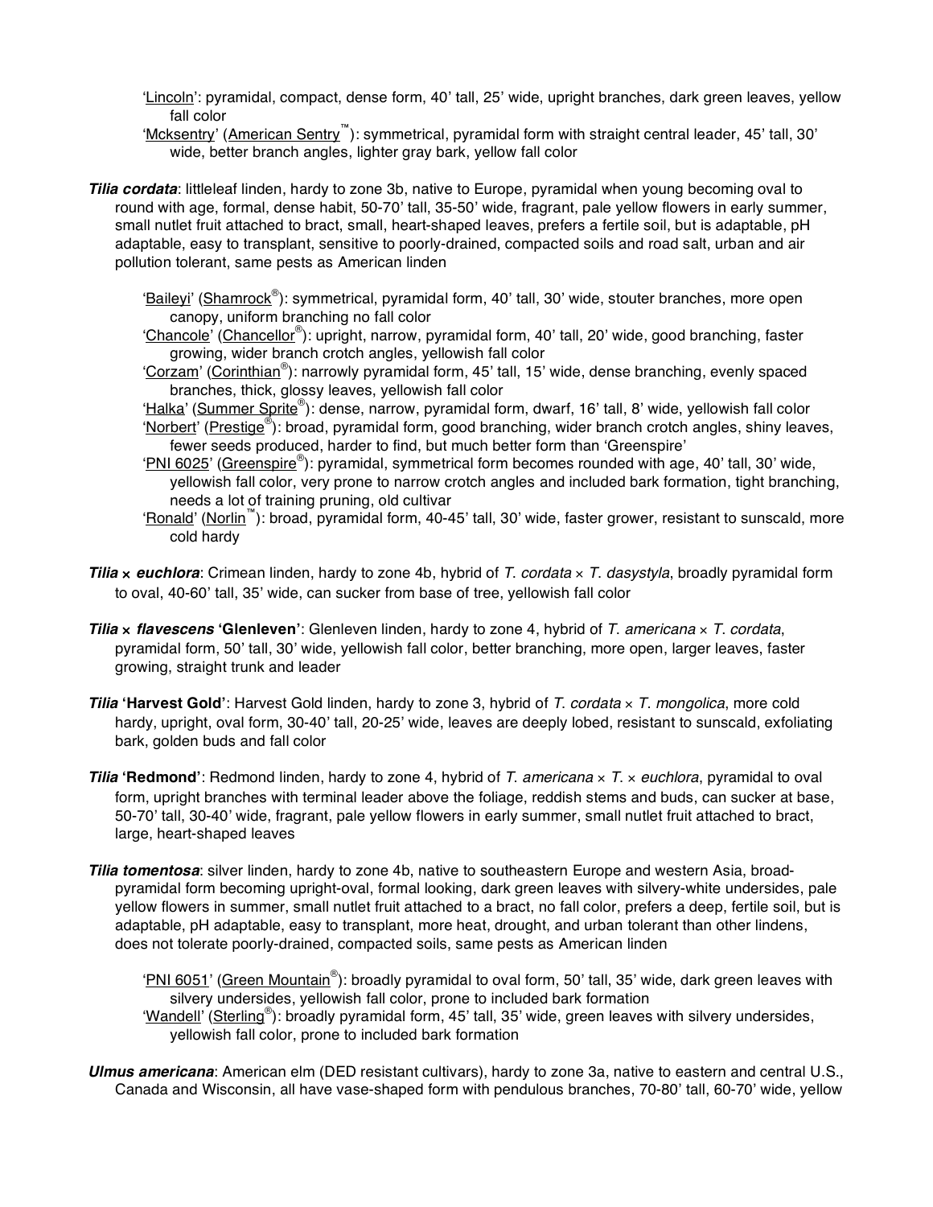'Lincoln': pyramidal, compact, dense form, 40' tall, 25' wide, upright branches, dark green leaves, yellow fall color

'Mcksentry' (American Sentry™): symmetrical, pyramidal form with straight central leader, 45' tall, 30' wide, better branch angles, lighter gray bark, yellow fall color

***Tilia cordata***: littleleaf linden, hardy to zone 3b, native to Europe, pyramidal when young becoming oval to round with age, formal, dense habit, 50-70' tall, 35-50' wide, fragrant, pale yellow flowers in early summer, small nutlet fruit attached to bract, small, heart-shaped leaves, prefers a fertile soil, but is adaptable, pH adaptable, easy to transplant, sensitive to poorly-drained, compacted soils and road salt, urban and air pollution tolerant, same pests as American linden

'Baileyi' (Shamrock®): symmetrical, pyramidal form, 40' tall, 30' wide, stouter branches, more open canopy, uniform branching no fall color

'Chancole' (Chancellor®): upright, narrow, pyramidal form, 40' tall, 20' wide, good branching, faster growing, wider branch crotch angles, yellowish fall color

'Corzam' (Corinthian®): narrowly pyramidal form, 45' tall, 15' wide, dense branching, evenly spaced branches, thick, glossy leaves, yellowish fall color

'Halka' (Summer Sprite®): dense, narrow, pyramidal form, dwarf, 16' tall, 8' wide, yellowish fall color

'Norbert' (Prestige®): broad, pyramidal form, good branching, wider branch crotch angles, shiny leaves, fewer seeds produced, harder to find, but much better form than 'Greenspire'

'PNI 6025' (Greenspire®): pyramidal, symmetrical form becomes rounded with age, 40' tall, 30' wide, yellowish fall color, very prone to narrow crotch angles and included bark formation, tight branching, needs a lot of training pruning, old cultivar

'Ronald' (Norlin™): broad, pyramidal form, 40-45' tall, 30' wide, faster grower, resistant to sunscald, more cold hardy

***Tilia* × *euchlora***: Crimean linden, hardy to zone 4b, hybrid of *T. cordata* × *T. dasystyla*, broadly pyramidal form to oval, 40-60' tall, 35' wide, can sucker from base of tree, yellowish fall color

***Tilia* × *flavescens* 'Glenleven'**: Glenleven linden, hardy to zone 4, hybrid of *T. americana* × *T. cordata*, pyramidal form, 50' tall, 30' wide, yellowish fall color, better branching, more open, larger leaves, faster growing, straight trunk and leader

***Tilia* 'Harvest Gold'**: Harvest Gold linden, hardy to zone 3, hybrid of *T. cordata* × *T. mongolica*, more cold hardy, upright, oval form, 30-40' tall, 20-25' wide, leaves are deeply lobed, resistant to sunscald, exfoliating bark, golden buds and fall color

***Tilia* 'Redmond'**: Redmond linden, hardy to zone 4, hybrid of *T. americana* × *T.* × *euchlora*, pyramidal to oval form, upright branches with terminal leader above the foliage, reddish stems and buds, can sucker at base, 50-70' tall, 30-40' wide, fragrant, pale yellow flowers in early summer, small nutlet fruit attached to bract, large, heart-shaped leaves

***Tilia tomentosa***: silver linden, hardy to zone 4b, native to southeastern Europe and western Asia, broad-pyramidal form becoming upright-oval, formal looking, dark green leaves with silvery-white undersides, pale yellow flowers in summer, small nutlet fruit attached to a bract, no fall color, prefers a deep, fertile soil, but is adaptable, pH adaptable, easy to transplant, more heat, drought, and urban tolerant than other lindens, does not tolerate poorly-drained, compacted soils, same pests as American linden

'PNI 6051' (Green Mountain®): broadly pyramidal to oval form, 50' tall, 35' wide, dark green leaves with silvery undersides, yellowish fall color, prone to included bark formation

'Wandell' (Sterling®): broadly pyramidal form, 45' tall, 35' wide, green leaves with silvery undersides, yellowish fall color, prone to included bark formation

***Ulmus americana***: American elm (DED resistant cultivars), hardy to zone 3a, native to eastern and central U.S., Canada and Wisconsin, all have vase-shaped form with pendulous branches, 70-80' tall, 60-70' wide, yellow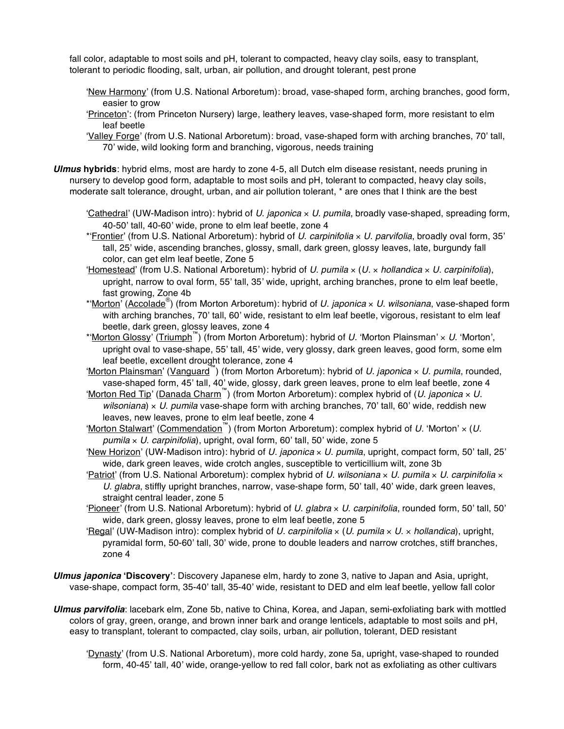fall color, adaptable to most soils and pH, tolerant to compacted, heavy clay soils, easy to transplant, tolerant to periodic flooding, salt, urban, air pollution, and drought tolerant, pest prone

- 'New Harmony' (from U.S. National Arboretum): broad, vase-shaped form, arching branches, good form, easier to grow
- 'Princeton': (from Princeton Nursery) large, leathery leaves, vase-shaped form, more resistant to elm leaf beetle
- 'Valley Forge' (from U.S. National Arboretum): broad, vase-shaped form with arching branches, 70' tall, 70' wide, wild looking form and branching, vigorous, needs training

***Ulmus* hybrids**: hybrid elms, most are hardy to zone 4-5, all Dutch elm disease resistant, needs pruning in nursery to develop good form, adaptable to most soils and pH, tolerant to compacted, heavy clay soils, moderate salt tolerance, drought, urban, and air pollution tolerant, * are ones that I think are the best

- 'Cathedral' (UW-Madison intro): hybrid of *U. japonica* × *U. pumila*, broadly vase-shaped, spreading form, 40-50' tall, 40-60' wide, prone to elm leaf beetle, zone 4
- *'Frontier' (from U.S. National Arboretum): hybrid of *U. carpinifolia* × *U. parvifolia*, broadly oval form, 35' tall, 25' wide, ascending branches, glossy, small, dark green, glossy leaves, late, burgundy fall color, can get elm leaf beetle, Zone 5
- 'Homestead' (from U.S. National Arboretum): hybrid of *U. pumila* × (*U.* × *hollandica* × *U. carpinifolia*), upright, narrow to oval form, 55' tall, 35' wide, upright, arching branches, prone to elm leaf beetle, fast growing, Zone 4b
- *'Morton' (Accolade®) (from Morton Arboretum): hybrid of *U. japonica* × *U. wilsoniana*, vase-shaped form with arching branches, 70' tall, 60' wide, resistant to elm leaf beetle, vigorous, resistant to elm leaf beetle, dark green, glossy leaves, zone 4
- *'Morton Glossy' (Triumph™) (from Morton Arboretum): hybrid of *U.* 'Morton Plainsman' × *U.* 'Morton', upright oval to vase-shape, 55' tall, 45' wide, very glossy, dark green leaves, good form, some elm leaf beetle, excellent drought tolerance, zone 4
- 'Morton Plainsman' (Vanguard™) (from Morton Arboretum): hybrid of *U. japonica* × *U. pumila*, rounded, vase-shaped form, 45' tall, 40' wide, glossy, dark green leaves, prone to elm leaf beetle, zone 4
- 'Morton Red Tip' (Danada Charm™) (from Morton Arboretum): complex hybrid of (*U. japonica* × *U. wilsoniana*) × *U. pumila* vase-shape form with arching branches, 70' tall, 60' wide, reddish new leaves, new leaves, prone to elm leaf beetle, zone 4
- 'Morton Stalwart' (Commendation™) (from Morton Arboretum): complex hybrid of *U.* 'Morton' × (*U. pumila* × *U. carpinifolia*), upright, oval form, 60' tall, 50' wide, zone 5
- 'New Horizon' (UW-Madison intro): hybrid of *U. japonica* × *U. pumila*, upright, compact form, 50' tall, 25' wide, dark green leaves, wide crotch angles, susceptible to verticillium wilt, zone 3b
- 'Patriot' (from U.S. National Arboretum): complex hybrid of *U. wilsoniana* × *U. pumila* × *U. carpinifolia* × *U. glabra*, stiffly upright branches, narrow, vase-shape form, 50' tall, 40' wide, dark green leaves, straight central leader, zone 5
- 'Pioneer' (from U.S. National Arboretum): hybrid of *U. glabra* × *U. carpinifolia*, rounded form, 50' tall, 50' wide, dark green, glossy leaves, prone to elm leaf beetle, zone 5
- 'Regal' (UW-Madison intro): complex hybrid of *U. carpinifolia* × (*U. pumila* × *U.* × *hollandica*), upright, pyramidal form, 50-60' tall, 30' wide, prone to double leaders and narrow crotches, stiff branches, zone 4

***Ulmus japonica* 'Discovery'**: Discovery Japanese elm, hardy to zone 3, native to Japan and Asia, upright, vase-shape, compact form, 35-40' tall, 35-40' wide, resistant to DED and elm leaf beetle, yellow fall color

***Ulmus parvifolia***: lacebark elm, Zone 5b, native to China, Korea, and Japan, semi-exfoliating bark with mottled colors of gray, green, orange, and brown inner bark and orange lenticels, adaptable to most soils and pH, easy to transplant, tolerant to compacted, clay soils, urban, air pollution, tolerant, DED resistant

- 'Dynasty' (from U.S. National Arboretum), more cold hardy, zone 5a, upright, vase-shaped to rounded form, 40-45' tall, 40' wide, orange-yellow to red fall color, bark not as exfoliating as other cultivars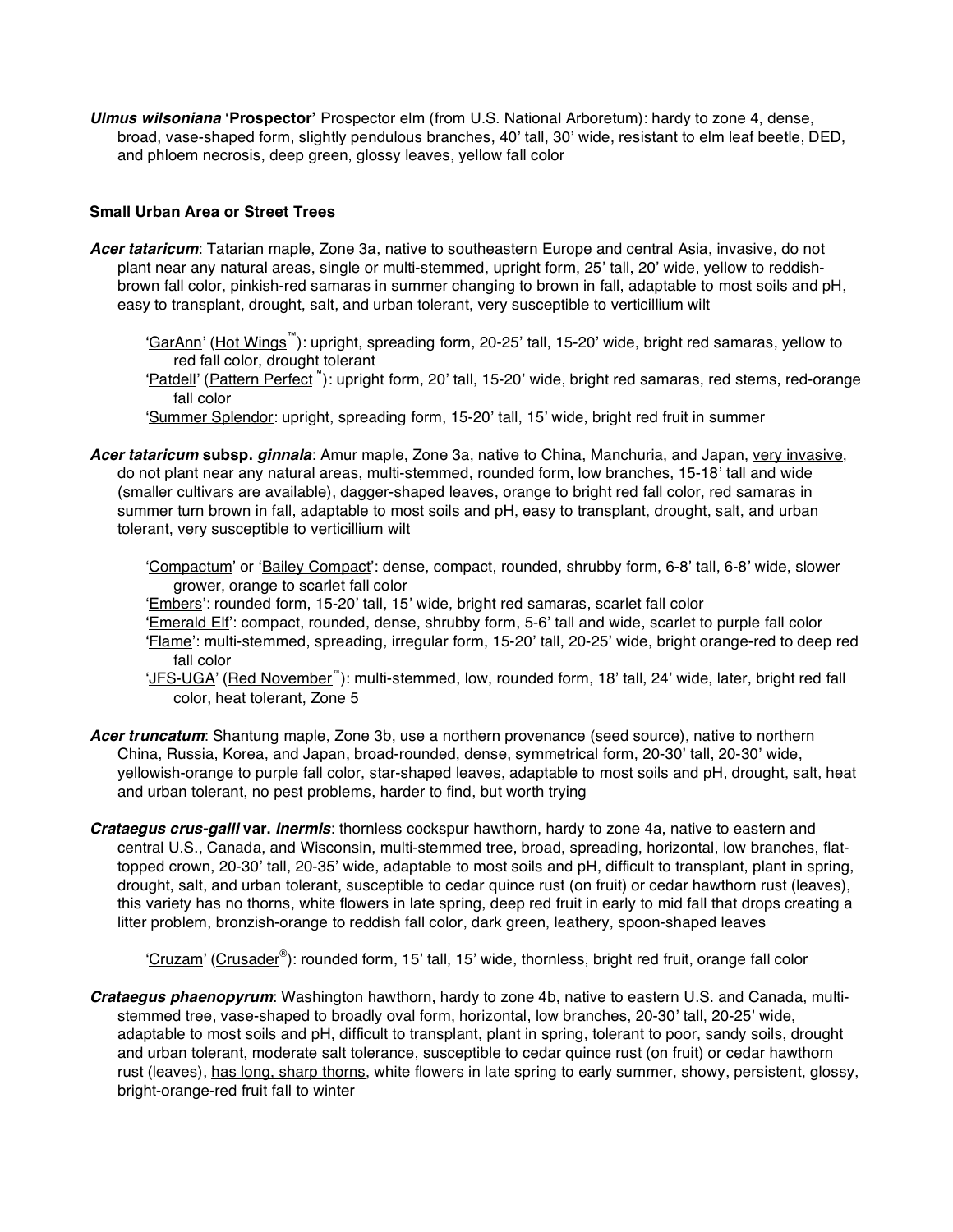***Ulmus wilsoniana* 'Prospector'** Prospector elm (from U.S. National Arboretum): hardy to zone 4, dense, broad, vase-shaped form, slightly pendulous branches, 40' tall, 30' wide, resistant to elm leaf beetle, DED, and phloem necrosis, deep green, glossy leaves, yellow fall color

<u>**Small Urban Area or Street Trees**</u>

***Acer tataricum***: Tatarian maple, Zone 3a, native to southeastern Europe and central Asia, invasive, do not plant near any natural areas, single or multi-stemmed, upright form, 25' tall, 20' wide, yellow to reddish-brown fall color, pinkish-red samaras in summer changing to brown in fall, adaptable to most soils and pH, easy to transplant, drought, salt, and urban tolerant, very susceptible to verticillium wilt

- '<u>GarAnn</u>' (<u>Hot Wings</u>™): upright, spreading form, 20-25' tall, 15-20' wide, bright red samaras, yellow to red fall color, drought tolerant
- '<u>Patdell</u>' (<u>Pattern Perfect</u>™): upright form, 20' tall, 15-20' wide, bright red samaras, red stems, red-orange fall color
- '<u>Summer Splendor</u>: upright, spreading form, 15-20' tall, 15' wide, bright red fruit in summer

***Acer tataricum* subsp. *ginnala***: Amur maple, Zone 3a, native to China, Manchuria, and Japan, <u>very invasive</u>, do not plant near any natural areas, multi-stemmed, rounded form, low branches, 15-18' tall and wide (smaller cultivars are available), dagger-shaped leaves, orange to bright red fall color, red samaras in summer turn brown in fall, adaptable to most soils and pH, easy to transplant, drought, salt, and urban tolerant, very susceptible to verticillium wilt

- '<u>Compactum</u>' or '<u>Bailey Compact</u>': dense, compact, rounded, shrubby form, 6-8' tall, 6-8' wide, slower grower, orange to scarlet fall color
- '<u>Embers</u>': rounded form, 15-20' tall, 15' wide, bright red samaras, scarlet fall color
- '<u>Emerald Elf</u>': compact, rounded, dense, shrubby form, 5-6' tall and wide, scarlet to purple fall color
- '<u>Flame</u>': multi-stemmed, spreading, irregular form, 15-20' tall, 20-25' wide, bright orange-red to deep red fall color
- '<u>JFS-UGA</u>' (<u>Red November</u>™): multi-stemmed, low, rounded form, 18' tall, 24' wide, later, bright red fall color, heat tolerant, Zone 5

***Acer truncatum***: Shantung maple, Zone 3b, use a northern provenance (seed source), native to northern China, Russia, Korea, and Japan, broad-rounded, dense, symmetrical form, 20-30' tall, 20-30' wide, yellowish-orange to purple fall color, star-shaped leaves, adaptable to most soils and pH, drought, salt, heat and urban tolerant, no pest problems, harder to find, but worth trying

***Crataegus crus-galli* var. *inermis***: thornless cockspur hawthorn, hardy to zone 4a, native to eastern and central U.S., Canada, and Wisconsin, multi-stemmed tree, broad, spreading, horizontal, low branches, flat-topped crown, 20-30' tall, 20-35' wide, adaptable to most soils and pH, difficult to transplant, plant in spring, drought, salt, and urban tolerant, susceptible to cedar quince rust (on fruit) or cedar hawthorn rust (leaves), this variety has no thorns, white flowers in late spring, deep red fruit in early to mid fall that drops creating a litter problem, bronzish-orange to reddish fall color, dark green, leathery, spoon-shaped leaves

- '<u>Cruzam</u>' (<u>Crusader</u>®): rounded form, 15' tall, 15' wide, thornless, bright red fruit, orange fall color

***Crataegus phaenopyrum***: Washington hawthorn, hardy to zone 4b, native to eastern U.S. and Canada, multi-stemmed tree, vase-shaped to broadly oval form, horizontal, low branches, 20-30' tall, 20-25' wide, adaptable to most soils and pH, difficult to transplant, plant in spring, tolerant to poor, sandy soils, drought and urban tolerant, moderate salt tolerance, susceptible to cedar quince rust (on fruit) or cedar hawthorn rust (leaves), <u>has long, sharp thorns</u>, white flowers in late spring to early summer, showy, persistent, glossy, bright-orange-red fruit fall to winter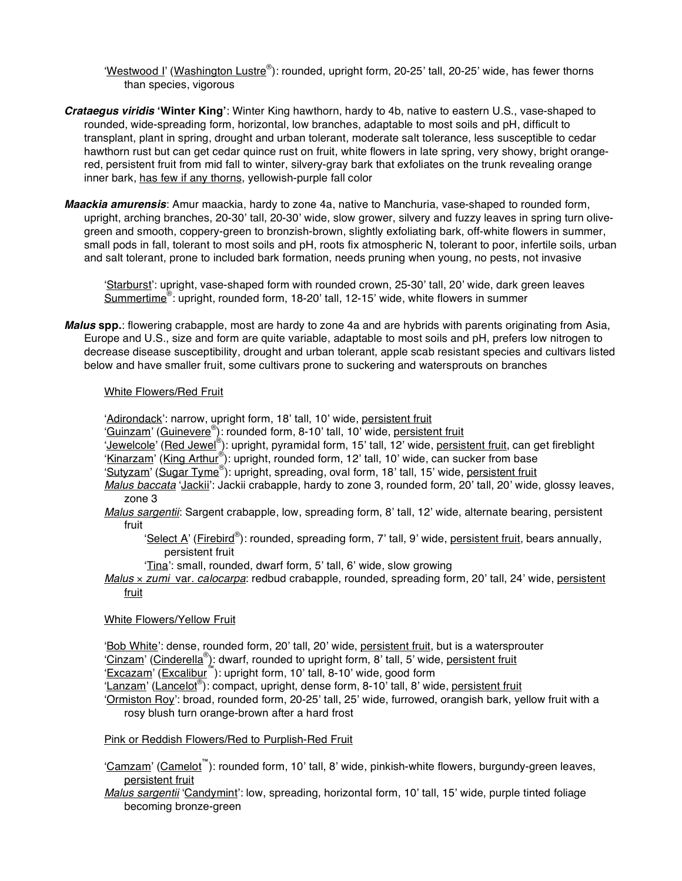'Westwood I' (Washington Lustre®): rounded, upright form, 20-25' tall, 20-25' wide, has fewer thorns than species, vigorous

***Crataegus viridis* 'Winter King'**: Winter King hawthorn, hardy to 4b, native to eastern U.S., vase-shaped to rounded, wide-spreading form, horizontal, low branches, adaptable to most soils and pH, difficult to transplant, plant in spring, drought and urban tolerant, moderate salt tolerance, less susceptible to cedar hawthorn rust but can get cedar quince rust on fruit, white flowers in late spring, very showy, bright orange-red, persistent fruit from mid fall to winter, silvery-gray bark that exfoliates on the trunk revealing orange inner bark, has few if any thorns, yellowish-purple fall color

***Maackia amurensis***: Amur maackia, hardy to zone 4a, native to Manchuria, vase-shaped to rounded form, upright, arching branches, 20-30' tall, 20-30' wide, slow grower, silvery and fuzzy leaves in spring turn olive-green and smooth, coppery-green to bronzish-brown, slightly exfoliating bark, off-white flowers in summer, small pods in fall, tolerant to most soils and pH, roots fix atmospheric N, tolerant to poor, infertile soils, urban and salt tolerant, prone to included bark formation, needs pruning when young, no pests, not invasive

'Starburst': upright, vase-shaped form with rounded crown, 25-30' tall, 20' wide, dark green leaves
Summertime®: upright, rounded form, 18-20' tall, 12-15' wide, white flowers in summer

***Malus* spp.**: flowering crabapple, most are hardy to zone 4a and are hybrids with parents originating from Asia, Europe and U.S., size and form are quite variable, adaptable to most soils and pH, prefers low nitrogen to decrease disease susceptibility, drought and urban tolerant, apple scab resistant species and cultivars listed below and have smaller fruit, some cultivars prone to suckering and watersprouts on branches

White Flowers/Red Fruit

'Adirondack': narrow, upright form, 18' tall, 10' wide, persistent fruit
'Guinzam' (Guinevere®): rounded form, 8-10' tall, 10' wide, persistent fruit
'Jewelcole' (Red Jewel®): upright, pyramidal form, 15' tall, 12' wide, persistent fruit, can get fireblight
'Kinarzam' (King Arthur®): upright, rounded form, 12' tall, 10' wide, can sucker from base
'Sutyzam' (Sugar Tyme®): upright, spreading, oval form, 18' tall, 15' wide, persistent fruit
*Malus baccata* 'Jackii': Jackii crabapple, hardy to zone 3, rounded form, 20' tall, 20' wide, glossy leaves, zone 3
*Malus sargentii*: Sargent crabapple, low, spreading form, 8' tall, 12' wide, alternate bearing, persistent fruit
- 'Select A' (Firebird®): rounded, spreading form, 7' tall, 9' wide, persistent fruit, bears annually, persistent fruit
- 'Tina': small, rounded, dwarf form, 5' tall, 6' wide, slow growing

*Malus × zumi* var. *calocarpa*: redbud crabapple, rounded, spreading form, 20' tall, 24' wide, persistent fruit

White Flowers/Yellow Fruit

'Bob White': dense, rounded form, 20' tall, 20' wide, persistent fruit, but is a watersprouter
'Cinzam' (Cinderella®): dwarf, rounded to upright form, 8' tall, 5' wide, persistent fruit
'Excazam' (Excalibur™): upright form, 10' tall, 8-10' wide, good form
'Lanzam' (Lancelot®): compact, upright, dense form, 8-10' tall, 8' wide, persistent fruit
'Ormiston Roy': broad, rounded form, 20-25' tall, 25' wide, furrowed, orangish bark, yellow fruit with a rosy blush turn orange-brown after a hard frost

Pink or Reddish Flowers/Red to Purplish-Red Fruit

'Camzam' (Camelot™): rounded form, 10' tall, 8' wide, pinkish-white flowers, burgundy-green leaves, persistent fruit
*Malus sargentii* 'Candymint': low, spreading, horizontal form, 10' tall, 15' wide, purple tinted foliage becoming bronze-green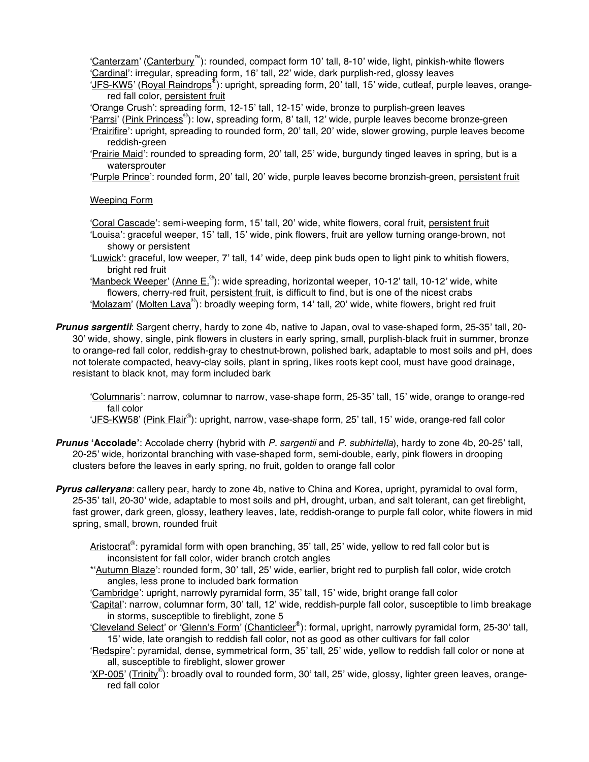'Canterzam' (Canterbury™): rounded, compact form 10' tall, 8-10' wide, light, pinkish-white flowers
'Cardinal': irregular, spreading form, 16' tall, 22' wide, dark purplish-red, glossy leaves
'JFS-KW5' (Royal Raindrops®): upright, spreading form, 20' tall, 15' wide, cutleaf, purple leaves, orange-red fall color, persistent fruit
'Orange Crush': spreading form, 12-15' tall, 12-15' wide, bronze to purplish-green leaves
'Parrsi' (Pink Princess®): low, spreading form, 8' tall, 12' wide, purple leaves become bronze-green
'Prairifire': upright, spreading to rounded form, 20' tall, 20' wide, slower growing, purple leaves become reddish-green
'Prairie Maid': rounded to spreading form, 20' tall, 25' wide, burgundy tinged leaves in spring, but is a watersprouter
'Purple Prince': rounded form, 20' tall, 20' wide, purple leaves become bronzish-green, persistent fruit

Weeping Form

'Coral Cascade': semi-weeping form, 15' tall, 20' wide, white flowers, coral fruit, persistent fruit
'Louisa': graceful weeper, 15' tall, 15' wide, pink flowers, fruit are yellow turning orange-brown, not showy or persistent
'Luwick': graceful, low weeper, 7' tall, 14' wide, deep pink buds open to light pink to whitish flowers, bright red fruit
'Manbeck Weeper' (Anne E.®): wide spreading, horizontal weeper, 10-12' tall, 10-12' wide, white flowers, cherry-red fruit, persistent fruit, is difficult to find, but is one of the nicest crabs
'Molazam' (Molten Lava®): broadly weeping form, 14' tall, 20' wide, white flowers, bright red fruit

***Prunus sargentii***: Sargent cherry, hardy to zone 4b, native to Japan, oval to vase-shaped form, 25-35' tall, 20-30' wide, showy, single, pink flowers in clusters in early spring, small, purplish-black fruit in summer, bronze to orange-red fall color, reddish-gray to chestnut-brown, polished bark, adaptable to most soils and pH, does not tolerate compacted, heavy-clay soils, plant in spring, likes roots kept cool, must have good drainage, resistant to black knot, may form included bark

'Columnaris': narrow, columnar to narrow, vase-shape form, 25-35' tall, 15' wide, orange to orange-red fall color
'JFS-KW58' (Pink Flair®): upright, narrow, vase-shape form, 25' tall, 15' wide, orange-red fall color

***Prunus* 'Accolade'**: Accolade cherry (hybrid with *P. sargentii* and *P. subhirtella*), hardy to zone 4b, 20-25' tall, 20-25' wide, horizontal branching with vase-shaped form, semi-double, early, pink flowers in drooping clusters before the leaves in early spring, no fruit, golden to orange fall color

***Pyrus calleryana***: callery pear, hardy to zone 4b, native to China and Korea, upright, pyramidal to oval form, 25-35' tall, 20-30' wide, adaptable to most soils and pH, drought, urban, and salt tolerant, can get fireblight, fast grower, dark green, glossy, leathery leaves, late, reddish-orange to purple fall color, white flowers in mid spring, small, brown, rounded fruit

Aristocrat®: pyramidal form with open branching, 35' tall, 25' wide, yellow to red fall color but is inconsistent for fall color, wider branch crotch angles
*'Autumn Blaze': rounded form, 30' tall, 25' wide, earlier, bright red to purplish fall color, wide crotch angles, less prone to included bark formation
'Cambridge': upright, narrowly pyramidal form, 35' tall, 15' wide, bright orange fall color
'Capital': narrow, columnar form, 30' tall, 12' wide, reddish-purple fall color, susceptible to limb breakage in storms, susceptible to fireblight, zone 5
'Cleveland Select' or 'Glenn's Form' (Chanticleer®): formal, upright, narrowly pyramidal form, 25-30' tall, 15' wide, late orangish to reddish fall color, not as good as other cultivars for fall color
'Redspire': pyramidal, dense, symmetrical form, 35' tall, 25' wide, yellow to reddish fall color or none at all, susceptible to fireblight, slower grower
'XP-005' (Trinity®): broadly oval to rounded form, 30' tall, 25' wide, glossy, lighter green leaves, orange-red fall color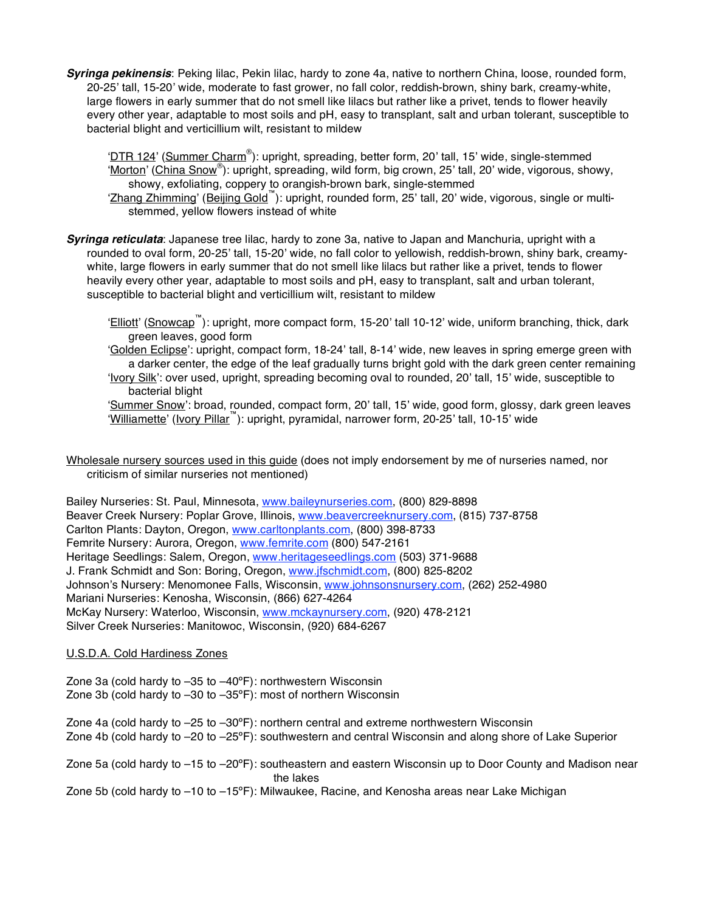***Syringa pekinensis***: Peking lilac, Pekin lilac, hardy to zone 4a, native to northern China, loose, rounded form, 20-25' tall, 15-20' wide, moderate to fast grower, no fall color, reddish-brown, shiny bark, creamy-white, large flowers in early summer that do not smell like lilacs but rather like a privet, tends to flower heavily every other year, adaptable to most soils and pH, easy to transplant, salt and urban tolerant, susceptible to bacterial blight and verticillium wilt, resistant to mildew

'DTR 124' (Summer Charm®): upright, spreading, better form, 20' tall, 15' wide, single-stemmed
'Morton' (China Snow®): upright, spreading, wild form, big crown, 25' tall, 20' wide, vigorous, showy, showy, exfoliating, coppery to orangish-brown bark, single-stemmed
'Zhang Zhimming' (Beijing Gold™): upright, rounded form, 25' tall, 20' wide, vigorous, single or multi-stemmed, yellow flowers instead of white

***Syringa reticulata***: Japanese tree lilac, hardy to zone 3a, native to Japan and Manchuria, upright with a rounded to oval form, 20-25' tall, 15-20' wide, no fall color to yellowish, reddish-brown, shiny bark, creamy-white, large flowers in early summer that do not smell like lilacs but rather like a privet, tends to flower heavily every other year, adaptable to most soils and pH, easy to transplant, salt and urban tolerant, susceptible to bacterial blight and verticillium wilt, resistant to mildew

'Elliott' (Snowcap™): upright, more compact form, 15-20' tall 10-12' wide, uniform branching, thick, dark green leaves, good form
'Golden Eclipse': upright, compact form, 18-24' tall, 8-14' wide, new leaves in spring emerge green with a darker center, the edge of the leaf gradually turns bright gold with the dark green center remaining
'Ivory Silk': over used, upright, spreading becoming oval to rounded, 20' tall, 15' wide, susceptible to bacterial blight
'Summer Snow': broad, rounded, compact form, 20' tall, 15' wide, good form, glossy, dark green leaves
'Williamette' (Ivory Pillar™): upright, pyramidal, narrower form, 20-25' tall, 10-15' wide

Wholesale nursery sources used in this guide (does not imply endorsement by me of nurseries named, nor criticism of similar nurseries not mentioned)

Bailey Nurseries: St. Paul, Minnesota, www.baileynurseries.com, (800) 829-8898
Beaver Creek Nursery: Poplar Grove, Illinois, www.beavercreeknursery.com, (815) 737-8758
Carlton Plants: Dayton, Oregon, www.carltonplants.com, (800) 398-8733
Femrite Nursery: Aurora, Oregon, www.femrite.com (800) 547-2161
Heritage Seedlings: Salem, Oregon, www.heritageseedlings.com (503) 371-9688
J. Frank Schmidt and Son: Boring, Oregon, www.jfschmidt.com, (800) 825-8202
Johnson's Nursery: Menomonee Falls, Wisconsin, www.johnsonsnursery.com, (262) 252-4980
Mariani Nurseries: Kenosha, Wisconsin, (866) 627-4264
McKay Nursery: Waterloo, Wisconsin, www.mckaynursery.com, (920) 478-2121
Silver Creek Nurseries: Manitowoc, Wisconsin, (920) 684-6267

U.S.D.A. Cold Hardiness Zones

Zone 3a (cold hardy to –35 to –40ºF): northwestern Wisconsin
Zone 3b (cold hardy to –30 to –35ºF): most of northern Wisconsin

Zone 4a (cold hardy to –25 to –30ºF): northern central and extreme northwestern Wisconsin
Zone 4b (cold hardy to –20 to –25ºF): southwestern and central Wisconsin and along shore of Lake Superior

Zone 5a (cold hardy to –15 to –20ºF): southeastern and eastern Wisconsin up to Door County and Madison near the lakes
Zone 5b (cold hardy to –10 to –15ºF): Milwaukee, Racine, and Kenosha areas near Lake Michigan